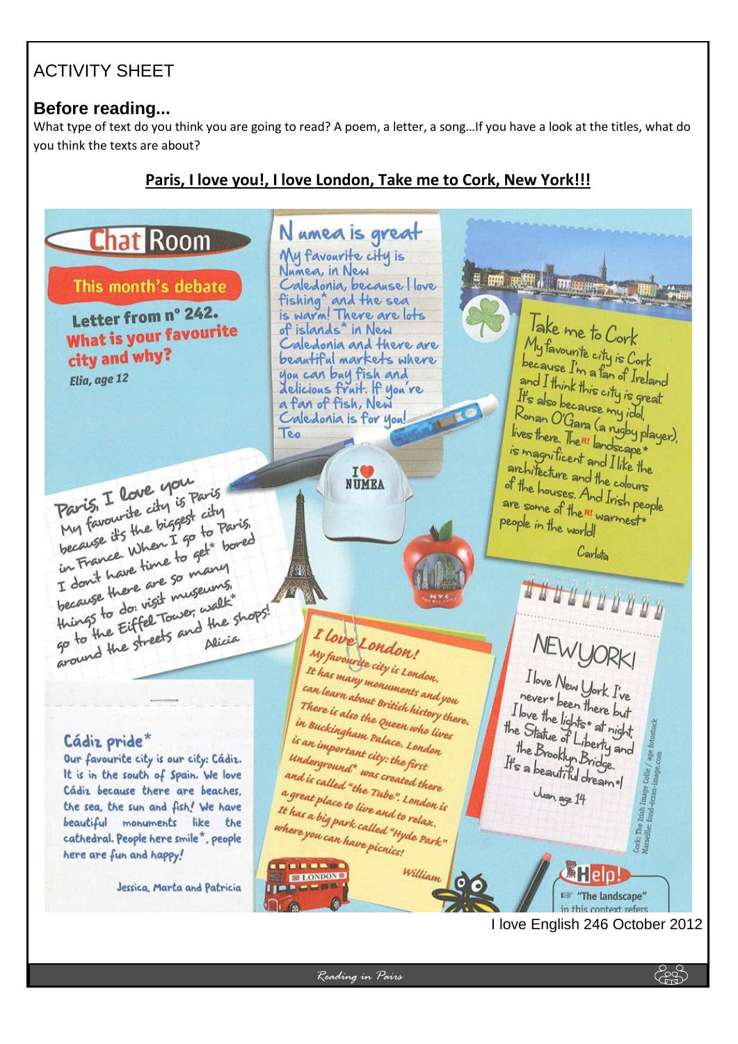# ACTIVITY SHEET

## Before reading...

What type of text do you think you are going to read? A poem, a letter, a song…If you have a look at the titles, what do you think the texts are about?

**Paris, I love you!, I love London, Take me to Cork, New York!!!**

**Chat Room**

**This month's debate**

**Letter from n° 242.**
**What is your favourite city and why?**
*Elia, age 12*

### Numea is great

My favourite city is Numea, in New Caledonia, because I love fishing* and the sea is warm! There are lots of islands* in New Caledonia and there are beautiful markets where you can buy fish and delicious fruit. If you're a fan of fish, New Caledonia is for you!

Teo

### Take me to Cork

My favourite city is Cork because I'm a fan of Ireland and I think this city is great. It's also because my idol, Ronan O'Gara (a rugby player), lives there. The landscape* is magnificent and I like the architecture and the colours of the houses. And Irish people are some of the warmest* people in the world!

Carlota

### Paris, I love you

My favourite city is Paris because it's the biggest city in France. When I go to Paris, I don't have time to get* bored because there are so many things to do: visit museums, go to the Eiffel Tower, walk* around the streets and the shops!

Alicia

### I love London!

My favourite city is London. It has many monuments and you can learn about British history there. There is also the Queen who lives in Buckingham Palace. London is an important city: the first Underground* was created there and is called "the Tube". London is a great place to live and to relax. It has a big park called "Hyde Park" where you can have picnics!

William

### NEW YORK!

I love New York. I've never* been there but I love the lights* at night, the Statue of Liberty and the Brooklyn Bridge. It's a beautiful dream*!

Juan, age 14

### Cádiz pride*

Our favourite city is our city: Cádiz. It is in the south of Spain. We love Cádiz because there are beaches, the sea, the sun and fish! We have beautiful monuments like the cathedral. People here smile*, people here are fun and happy!

Jessica, Marta and Patricia

**Help!**
"The landscape" in this context refers

Cork: The Irish Image Colle / age fotostock
Marseille: fond-ecran-image.com

I love English 246 October 2012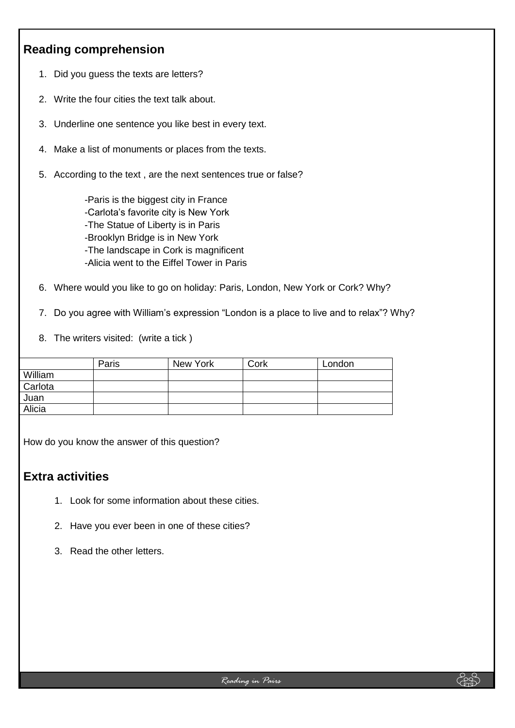## Reading comprehension

1. Did you guess the texts are letters?
2. Write the four cities the text talk about.
3. Underline one sentence you like best in every text.
4. Make a list of monuments or places from the texts.
5. According to the text , are the next sentences true or false?

   -Paris is the biggest city in France
   -Carlota's favorite city is New York
   -The Statue of Liberty is in Paris
   -Brooklyn Bridge is in New York
   -The landscape in Cork is magnificent
   -Alicia went to the Eiffel Tower in Paris

6. Where would you like to go on holiday: Paris, London, New York or Cork? Why?
7. Do you agree with William's expression "London is a place to live and to relax"? Why?
8. The writers visited: (write a tick )

| | Paris | New York | Cork | London |
|---|---|---|---|---|
| William | | | | |
| Carlota | | | | |
| Juan | | | | |
| Alicia | | | | |

How do you know the answer of this question?

## Extra activities

1. Look for some information about these cities.
2. Have you ever been in one of these cities?
3. Read the other letters.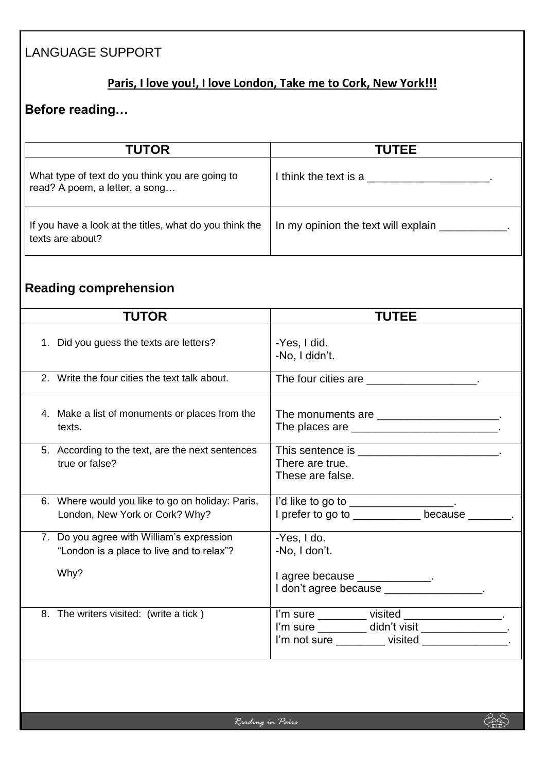LANGUAGE SUPPORT

**Paris, I love you!, I love London, Take me to Cork, New York!!!**

## Before reading…

| TUTOR | TUTEE |
|---|---|
| What type of text do you think you are going to read? A poem, a letter, a song… | I think the text is a ____________________. |
| If you have a look at the titles, what do you think the texts are about? | In my opinion the text will explain ___________. |

## Reading comprehension

| TUTOR | TUTEE |
|---|---|
| 1. Did you guess the texts are letters? | -Yes, I did.<br>-No, I didn't. |
| 2. Write the four cities the text talk about. | The four cities are __________________. |
| 4. Make a list of monuments or places from the texts. | The monuments are ____________________.<br>The places are ________________________. |
| 5. According to the text, are the next sentences true or false? | This sentence is _______________________.<br>There are true.<br>These are false. |
| 6. Where would you like to go on holiday: Paris, London, New York or Cork? Why? | I'd like to go to _________________.<br>I prefer to go to ___________ because _______. |
| 7. Do you agree with William's expression "London is a place to live and to relax"?<br><br>Why? | -Yes, I do.<br>-No, I don't.<br><br>I agree because ____________.<br>I don't agree because ________________. |
| 8. The writers visited: (write a tick ) | I'm sure ________ visited ________________.<br>I'm sure ________ didn't visit ______________.<br>I'm not sure ________ visited ______________. |